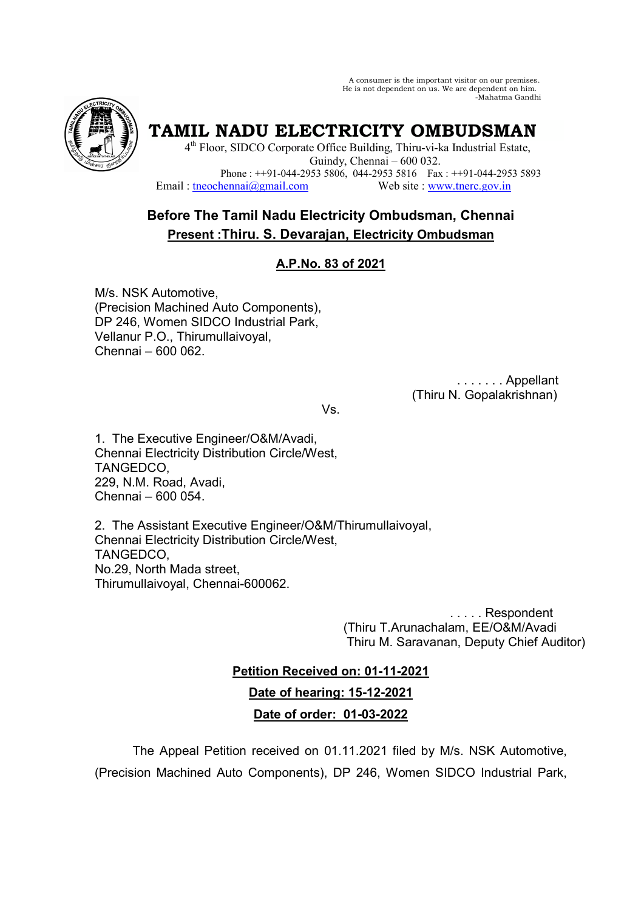A consumer is the important visitor on our premises.
He is not dependent on us. We are dependent on him.
-Mahatma Gandhi

# TAMIL NADU ELECTRICITY OMBUDSMAN

4th Floor, SIDCO Corporate Office Building, Thiru-vi-ka Industrial Estate,
Guindy, Chennai – 600 032.
Phone : ++91-044-2953 5806, 044-2953 5816 Fax : ++91-044-2953 5893
Email : tneochennai@gmail.com Web site : www.tnerc.gov.in

## Before The Tamil Nadu Electricity Ombudsman, Chennai

**Present :Thiru. S. Devarajan, Electricity Ombudsman**

**A.P.No. 83 of 2021**

M/s. NSK Automotive,
(Precision Machined Auto Components),
DP 246, Women SIDCO Industrial Park,
Vellanur P.O., Thirumullaivoyal,
Chennai – 600 062.

. . . . . . . Appellant
(Thiru N. Gopalakrishnan)

Vs.

1. The Executive Engineer/O&M/Avadi,
Chennai Electricity Distribution Circle/West,
TANGEDCO,
229, N.M. Road, Avadi,
Chennai – 600 054.

2. The Assistant Executive Engineer/O&M/Thirumullaivoyal,
Chennai Electricity Distribution Circle/West,
TANGEDCO,
No.29, North Mada street,
Thirumullaivoyal, Chennai-600062.

. . . . . Respondent
(Thiru T.Arunachalam, EE/O&M/Avadi
Thiru M. Saravanan, Deputy Chief Auditor)

**Petition Received on: 01-11-2021**

**Date of hearing: 15-12-2021**

**Date of order: 01-03-2022**

The Appeal Petition received on 01.11.2021 filed by M/s. NSK Automotive, (Precision Machined Auto Components), DP 246, Women SIDCO Industrial Park,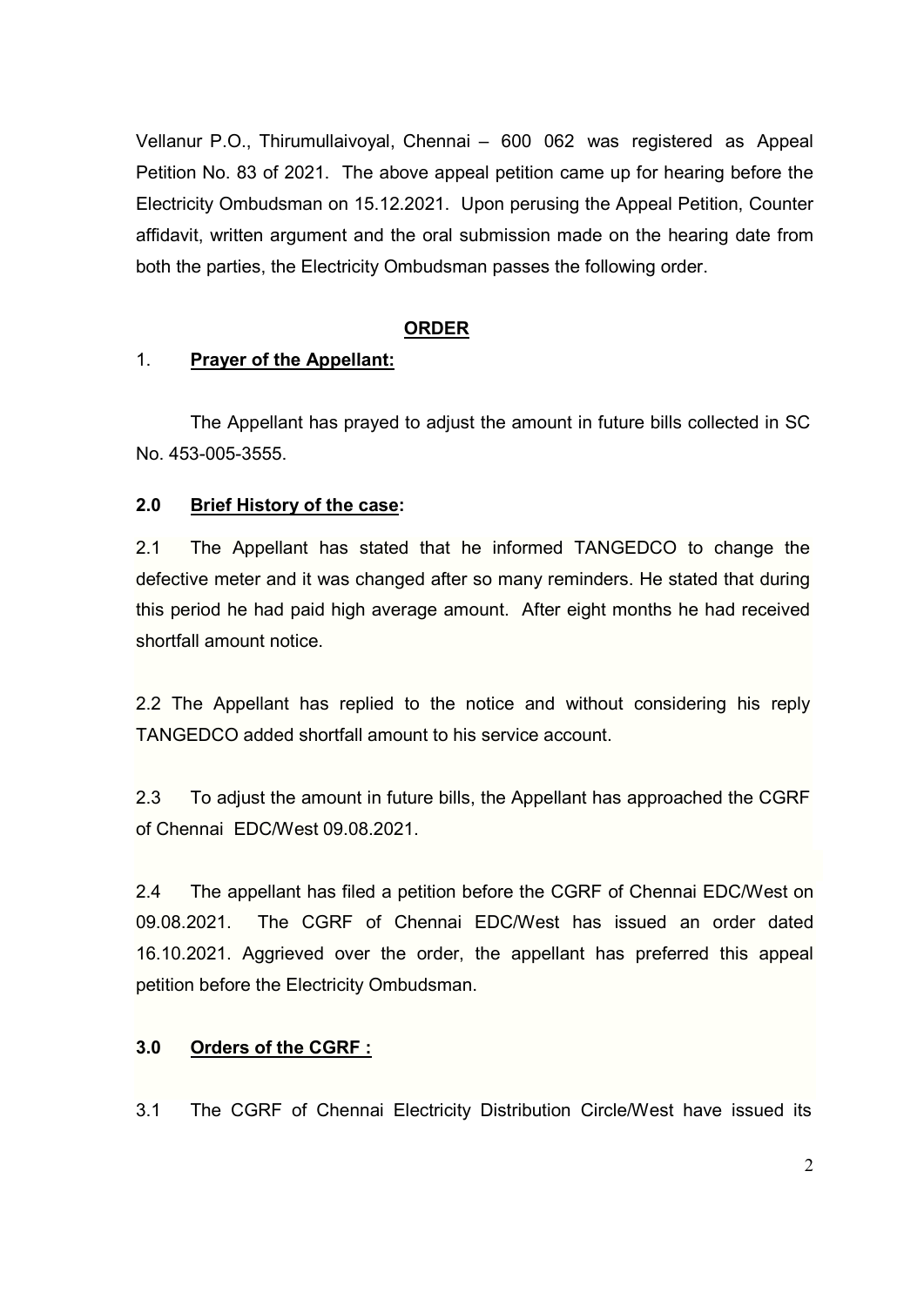Vellanur P.O., Thirumullaivoyal, Chennai – 600 062 was registered as Appeal Petition No. 83 of 2021. The above appeal petition came up for hearing before the Electricity Ombudsman on 15.12.2021. Upon perusing the Appeal Petition, Counter affidavit, written argument and the oral submission made on the hearing date from both the parties, the Electricity Ombudsman passes the following order.

## ORDER

1. **Prayer of the Appellant:**

The Appellant has prayed to adjust the amount in future bills collected in SC No. 453-005-3555.

**2.0 Brief History of the case:**

2.1 The Appellant has stated that he informed TANGEDCO to change the defective meter and it was changed after so many reminders. He stated that during this period he had paid high average amount. After eight months he had received shortfall amount notice.

2.2 The Appellant has replied to the notice and without considering his reply TANGEDCO added shortfall amount to his service account.

2.3 To adjust the amount in future bills, the Appellant has approached the CGRF of Chennai EDC/West 09.08.2021.

2.4 The appellant has filed a petition before the CGRF of Chennai EDC/West on 09.08.2021. The CGRF of Chennai EDC/West has issued an order dated 16.10.2021. Aggrieved over the order, the appellant has preferred this appeal petition before the Electricity Ombudsman.

**3.0 Orders of the CGRF :**

3.1 The CGRF of Chennai Electricity Distribution Circle/West have issued its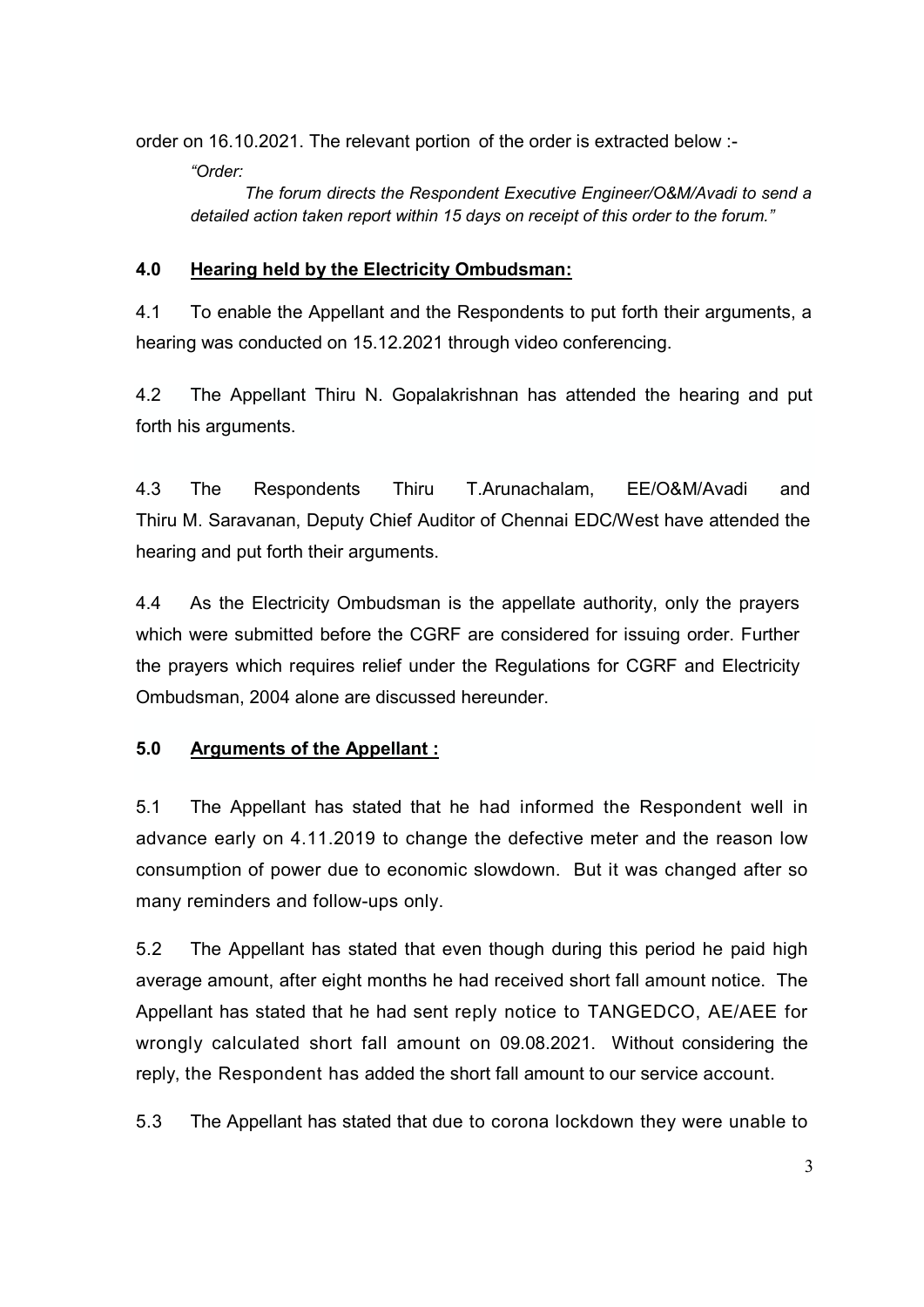order on 16.10.2021. The relevant portion of the order is extracted below :-

> *"Order:*
>
> *The forum directs the Respondent Executive Engineer/O&M/Avadi to send a detailed action taken report within 15 days on receipt of this order to the forum."*

## 4.0 Hearing held by the Electricity Ombudsman:

4.1 To enable the Appellant and the Respondents to put forth their arguments, a hearing was conducted on 15.12.2021 through video conferencing.

4.2 The Appellant Thiru N. Gopalakrishnan has attended the hearing and put forth his arguments.

4.3 The Respondents Thiru T.Arunachalam, EE/O&M/Avadi and Thiru M. Saravanan, Deputy Chief Auditor of Chennai EDC/West have attended the hearing and put forth their arguments.

4.4 As the Electricity Ombudsman is the appellate authority, only the prayers which were submitted before the CGRF are considered for issuing order. Further the prayers which requires relief under the Regulations for CGRF and Electricity Ombudsman, 2004 alone are discussed hereunder.

## 5.0 Arguments of the Appellant :

5.1 The Appellant has stated that he had informed the Respondent well in advance early on 4.11.2019 to change the defective meter and the reason low consumption of power due to economic slowdown. But it was changed after so many reminders and follow-ups only.

5.2 The Appellant has stated that even though during this period he paid high average amount, after eight months he had received short fall amount notice. The Appellant has stated that he had sent reply notice to TANGEDCO, AE/AEE for wrongly calculated short fall amount on 09.08.2021. Without considering the reply, the Respondent has added the short fall amount to our service account.

5.3 The Appellant has stated that due to corona lockdown they were unable to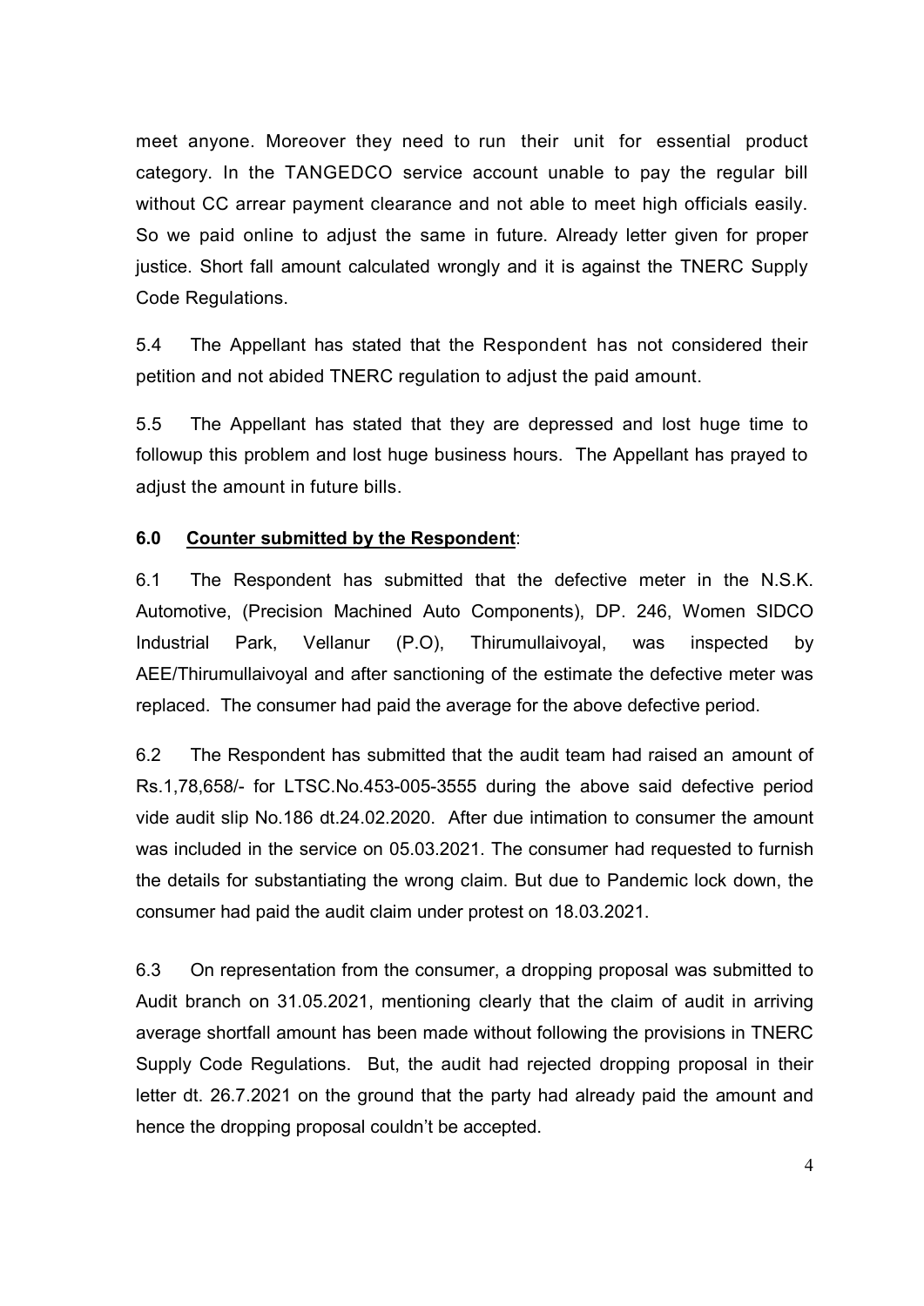meet anyone. Moreover they need to run their unit for essential product category. In the TANGEDCO service account unable to pay the regular bill without CC arrear payment clearance and not able to meet high officials easily. So we paid online to adjust the same in future. Already letter given for proper justice. Short fall amount calculated wrongly and it is against the TNERC Supply Code Regulations.

5.4 The Appellant has stated that the Respondent has not considered their petition and not abided TNERC regulation to adjust the paid amount.

5.5 The Appellant has stated that they are depressed and lost huge time to followup this problem and lost huge business hours. The Appellant has prayed to adjust the amount in future bills.

**6.0 Counter submitted by the Respondent**:

6.1 The Respondent has submitted that the defective meter in the N.S.K. Automotive, (Precision Machined Auto Components), DP. 246, Women SIDCO Industrial Park, Vellanur (P.O), Thirumullaivoyal, was inspected by AEE/Thirumullaivoyal and after sanctioning of the estimate the defective meter was replaced. The consumer had paid the average for the above defective period.

6.2 The Respondent has submitted that the audit team had raised an amount of Rs.1,78,658/- for LTSC.No.453-005-3555 during the above said defective period vide audit slip No.186 dt.24.02.2020. After due intimation to consumer the amount was included in the service on 05.03.2021. The consumer had requested to furnish the details for substantiating the wrong claim. But due to Pandemic lock down, the consumer had paid the audit claim under protest on 18.03.2021.

6.3 On representation from the consumer, a dropping proposal was submitted to Audit branch on 31.05.2021, mentioning clearly that the claim of audit in arriving average shortfall amount has been made without following the provisions in TNERC Supply Code Regulations. But, the audit had rejected dropping proposal in their letter dt. 26.7.2021 on the ground that the party had already paid the amount and hence the dropping proposal couldn't be accepted.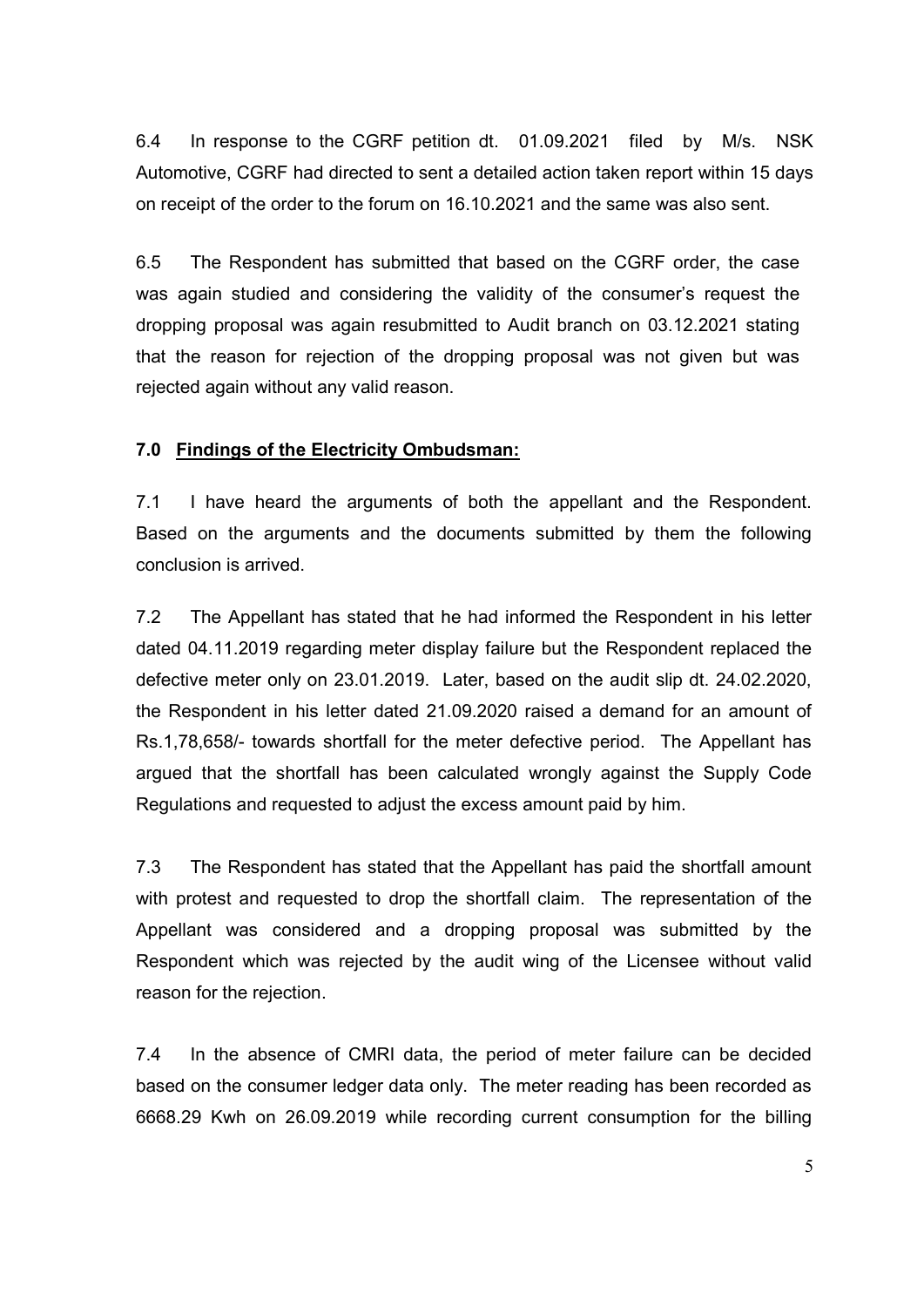6.4 In response to the CGRF petition dt. 01.09.2021 filed by M/s. NSK Automotive, CGRF had directed to sent a detailed action taken report within 15 days on receipt of the order to the forum on 16.10.2021 and the same was also sent.

6.5 The Respondent has submitted that based on the CGRF order, the case was again studied and considering the validity of the consumer's request the dropping proposal was again resubmitted to Audit branch on 03.12.2021 stating that the reason for rejection of the dropping proposal was not given but was rejected again without any valid reason.

**7.0 <u>Findings of the Electricity Ombudsman:</u>**

7.1 I have heard the arguments of both the appellant and the Respondent. Based on the arguments and the documents submitted by them the following conclusion is arrived.

7.2 The Appellant has stated that he had informed the Respondent in his letter dated 04.11.2019 regarding meter display failure but the Respondent replaced the defective meter only on 23.01.2019. Later, based on the audit slip dt. 24.02.2020, the Respondent in his letter dated 21.09.2020 raised a demand for an amount of Rs.1,78,658/- towards shortfall for the meter defective period. The Appellant has argued that the shortfall has been calculated wrongly against the Supply Code Regulations and requested to adjust the excess amount paid by him.

7.3 The Respondent has stated that the Appellant has paid the shortfall amount with protest and requested to drop the shortfall claim. The representation of the Appellant was considered and a dropping proposal was submitted by the Respondent which was rejected by the audit wing of the Licensee without valid reason for the rejection.

7.4 In the absence of CMRI data, the period of meter failure can be decided based on the consumer ledger data only. The meter reading has been recorded as 6668.29 Kwh on 26.09.2019 while recording current consumption for the billing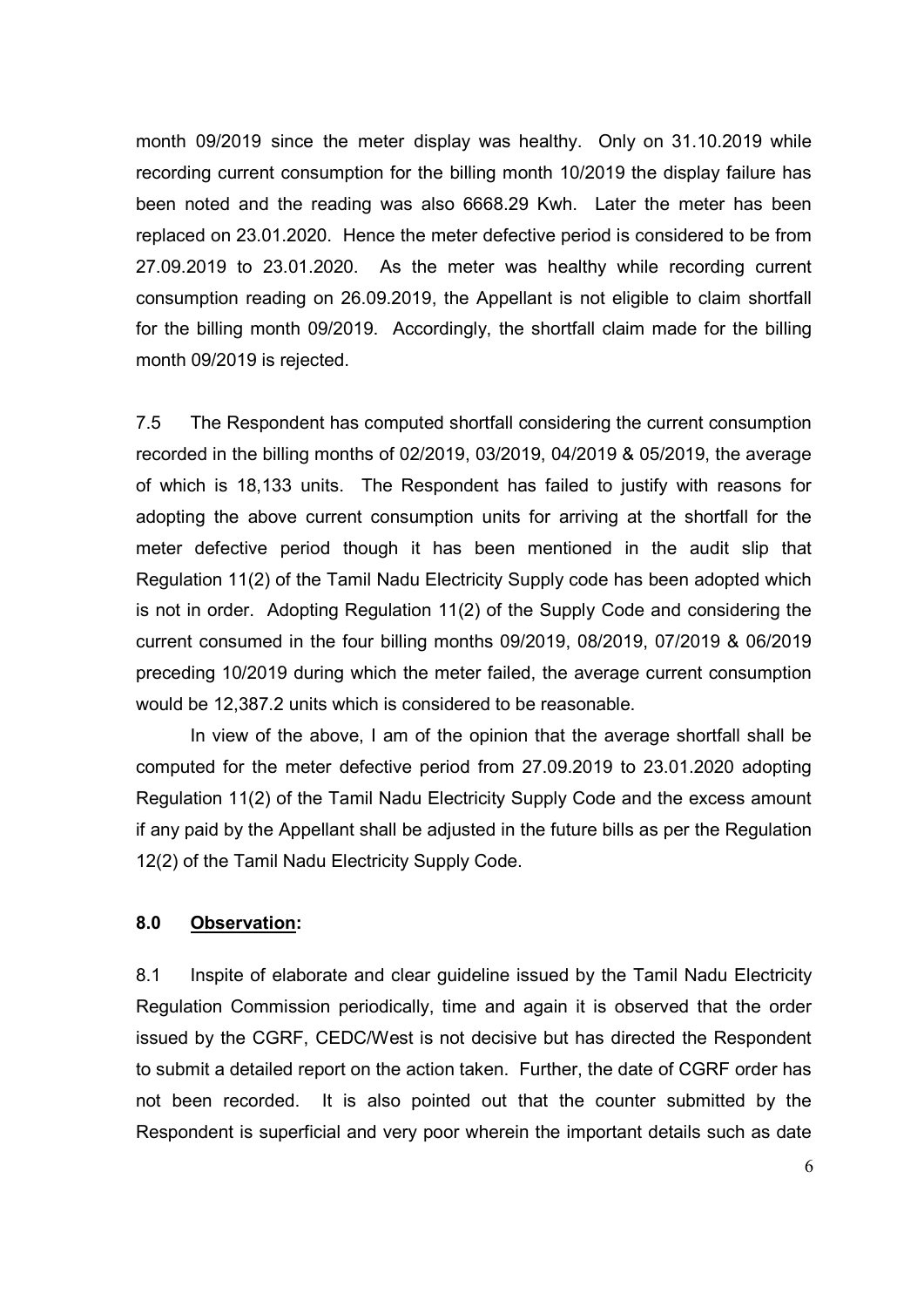month 09/2019 since the meter display was healthy. Only on 31.10.2019 while recording current consumption for the billing month 10/2019 the display failure has been noted and the reading was also 6668.29 Kwh. Later the meter has been replaced on 23.01.2020. Hence the meter defective period is considered to be from 27.09.2019 to 23.01.2020. As the meter was healthy while recording current consumption reading on 26.09.2019, the Appellant is not eligible to claim shortfall for the billing month 09/2019. Accordingly, the shortfall claim made for the billing month 09/2019 is rejected.

7.5 The Respondent has computed shortfall considering the current consumption recorded in the billing months of 02/2019, 03/2019, 04/2019 & 05/2019, the average of which is 18,133 units. The Respondent has failed to justify with reasons for adopting the above current consumption units for arriving at the shortfall for the meter defective period though it has been mentioned in the audit slip that Regulation 11(2) of the Tamil Nadu Electricity Supply code has been adopted which is not in order. Adopting Regulation 11(2) of the Supply Code and considering the current consumed in the four billing months 09/2019, 08/2019, 07/2019 & 06/2019 preceding 10/2019 during which the meter failed, the average current consumption would be 12,387.2 units which is considered to be reasonable.

In view of the above, I am of the opinion that the average shortfall shall be computed for the meter defective period from 27.09.2019 to 23.01.2020 adopting Regulation 11(2) of the Tamil Nadu Electricity Supply Code and the excess amount if any paid by the Appellant shall be adjusted in the future bills as per the Regulation 12(2) of the Tamil Nadu Electricity Supply Code.

## 8.0 Observation:

8.1 Inspite of elaborate and clear guideline issued by the Tamil Nadu Electricity Regulation Commission periodically, time and again it is observed that the order issued by the CGRF, CEDC/West is not decisive but has directed the Respondent to submit a detailed report on the action taken. Further, the date of CGRF order has not been recorded. It is also pointed out that the counter submitted by the Respondent is superficial and very poor wherein the important details such as date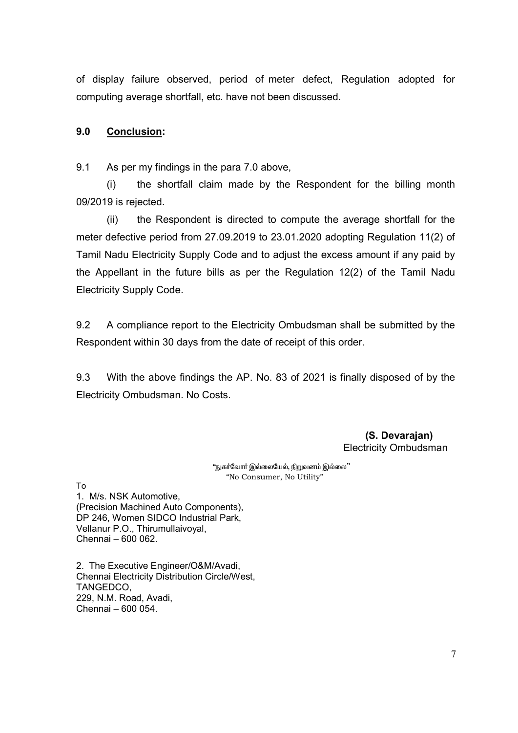of display failure observed, period of meter defect, Regulation adopted for computing average shortfall, etc. have not been discussed.

## 9.0 **Conclusion:**

9.1 As per my findings in the para 7.0 above,

(i) the shortfall claim made by the Respondent for the billing month 09/2019 is rejected.

(ii) the Respondent is directed to compute the average shortfall for the meter defective period from 27.09.2019 to 23.01.2020 adopting Regulation 11(2) of Tamil Nadu Electricity Supply Code and to adjust the excess amount if any paid by the Appellant in the future bills as per the Regulation 12(2) of the Tamil Nadu Electricity Supply Code.

9.2 A compliance report to the Electricity Ombudsman shall be submitted by the Respondent within 30 days from the date of receipt of this order.

9.3 With the above findings the AP. No. 83 of 2021 is finally disposed of by the Electricity Ombudsman. No Costs.

**(S. Devarajan)**
Electricity Ombudsman

"நுகர்வோர் இல்லையேல், நிறுவனம் இல்லை"
"No Consumer, No Utility"

To

1. M/s. NSK Automotive,
(Precision Machined Auto Components),
DP 246, Women SIDCO Industrial Park,
Vellanur P.O., Thirumullaivoyal,
Chennai – 600 062.

2. The Executive Engineer/O&M/Avadi,
Chennai Electricity Distribution Circle/West,
TANGEDCO,
229, N.M. Road, Avadi,
Chennai – 600 054.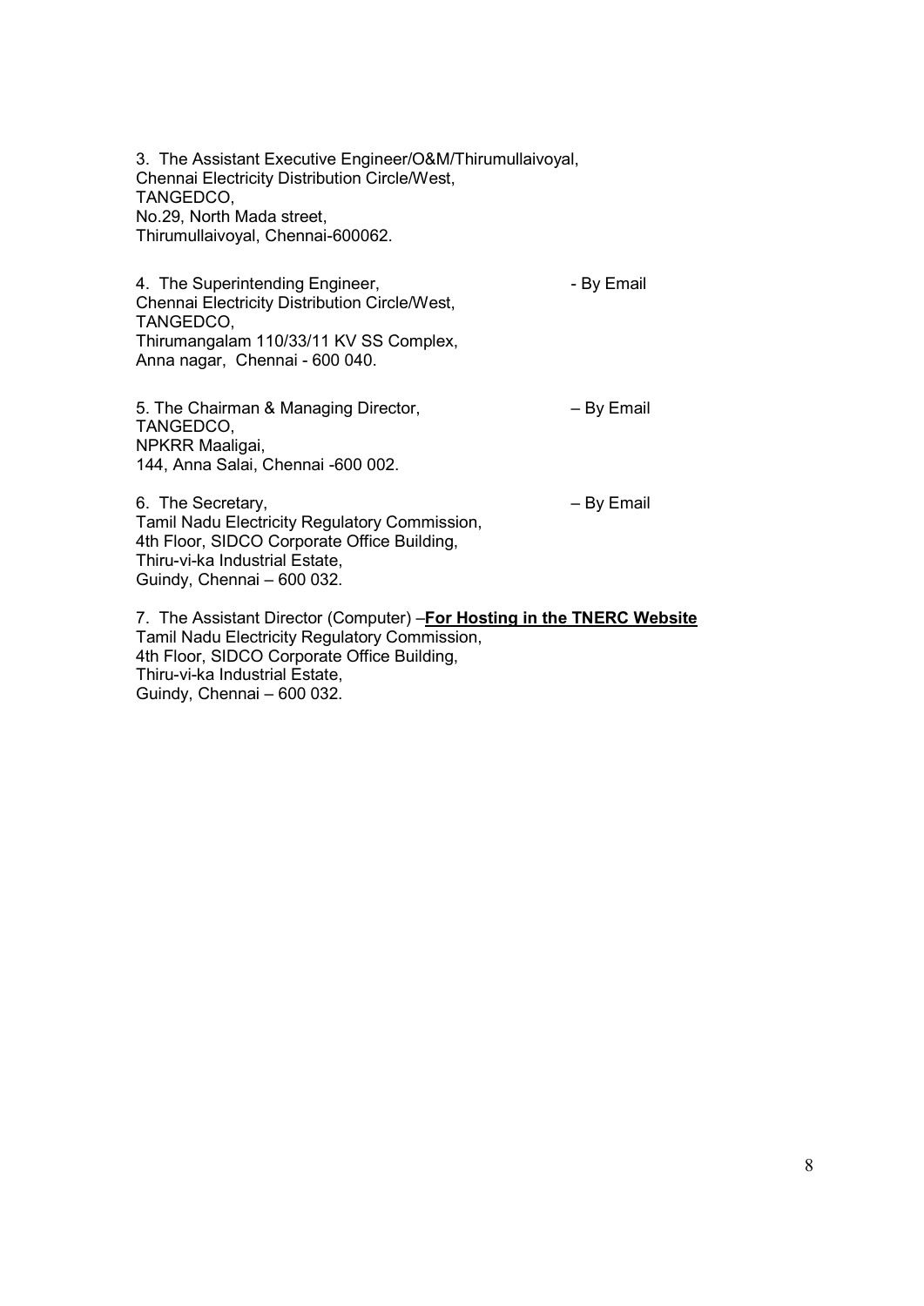3. The Assistant Executive Engineer/O&M/Thirumullaivoyal,
Chennai Electricity Distribution Circle/West,
TANGEDCO,
No.29, North Mada street,
Thirumullaivoyal, Chennai-600062.

4. The Superintending Engineer, - By Email
Chennai Electricity Distribution Circle/West,
TANGEDCO,
Thirumangalam 110/33/11 KV SS Complex,
Anna nagar, Chennai - 600 040.

5. The Chairman & Managing Director, – By Email
TANGEDCO,
NPKRR Maaligai,
144, Anna Salai, Chennai -600 002.

6. The Secretary, – By Email
Tamil Nadu Electricity Regulatory Commission,
4th Floor, SIDCO Corporate Office Building,
Thiru-vi-ka Industrial Estate,
Guindy, Chennai – 600 032.

7. The Assistant Director (Computer) –**For Hosting in the TNERC Website**
Tamil Nadu Electricity Regulatory Commission,
4th Floor, SIDCO Corporate Office Building,
Thiru-vi-ka Industrial Estate,
Guindy, Chennai – 600 032.